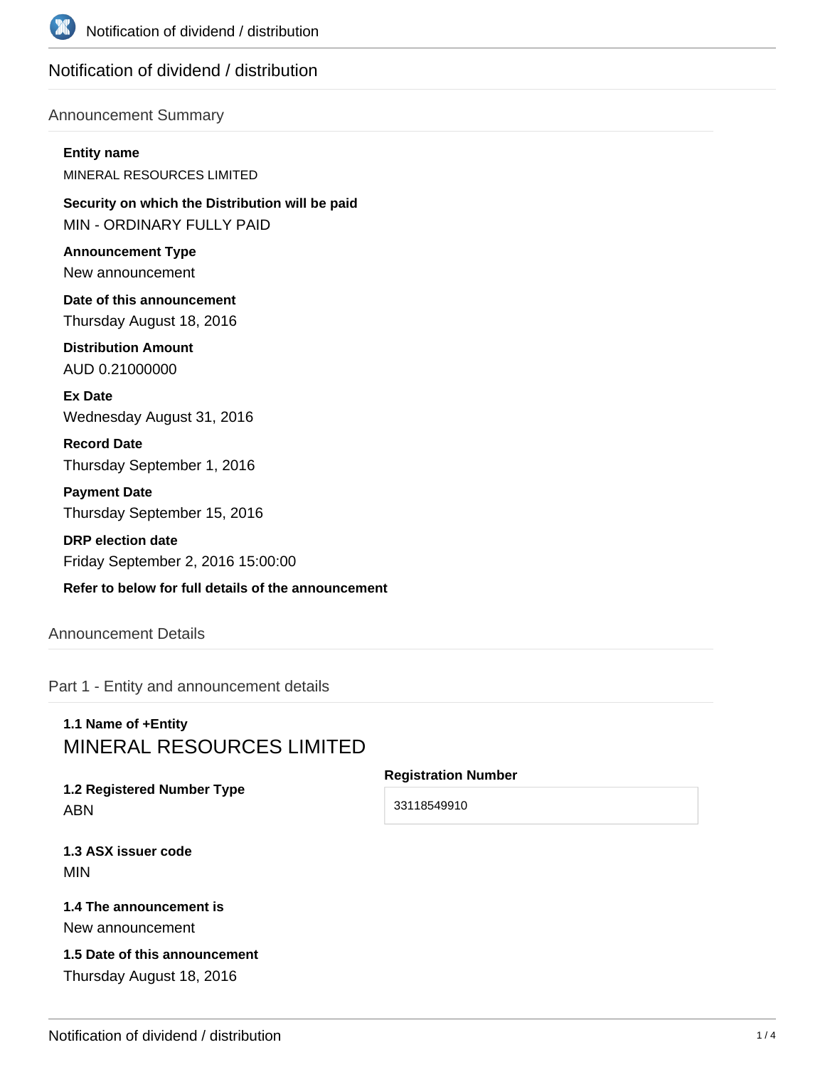# Notification of dividend / distribution

## Announcement Summary

**Entity name**

MINERAL RESOURCES LIMITED

**Security on which the Distribution will be paid**

MIN - ORDINARY FULLY PAID

**Announcement Type**

New announcement

**Date of this announcement**

Thursday August 18, 2016

**Distribution Amount**

AUD 0.21000000

**Ex Date**

Wednesday August 31, 2016

**Record Date**

Thursday September 1, 2016

**Payment Date**

Thursday September 15, 2016

**DRP election date**

Friday September 2, 2016 15:00:00

**Refer to below for full details of the announcement**

## Announcement Details

### Part 1 - Entity and announcement details

**1.1 Name of +Entity**

MINERAL RESOURCES LIMITED

**1.2 Registered Number Type**

ABN

**Registration Number**

33118549910

**1.3 ASX issuer code**

MIN

**1.4 The announcement is**

New announcement

**1.5 Date of this announcement**

Thursday August 18, 2016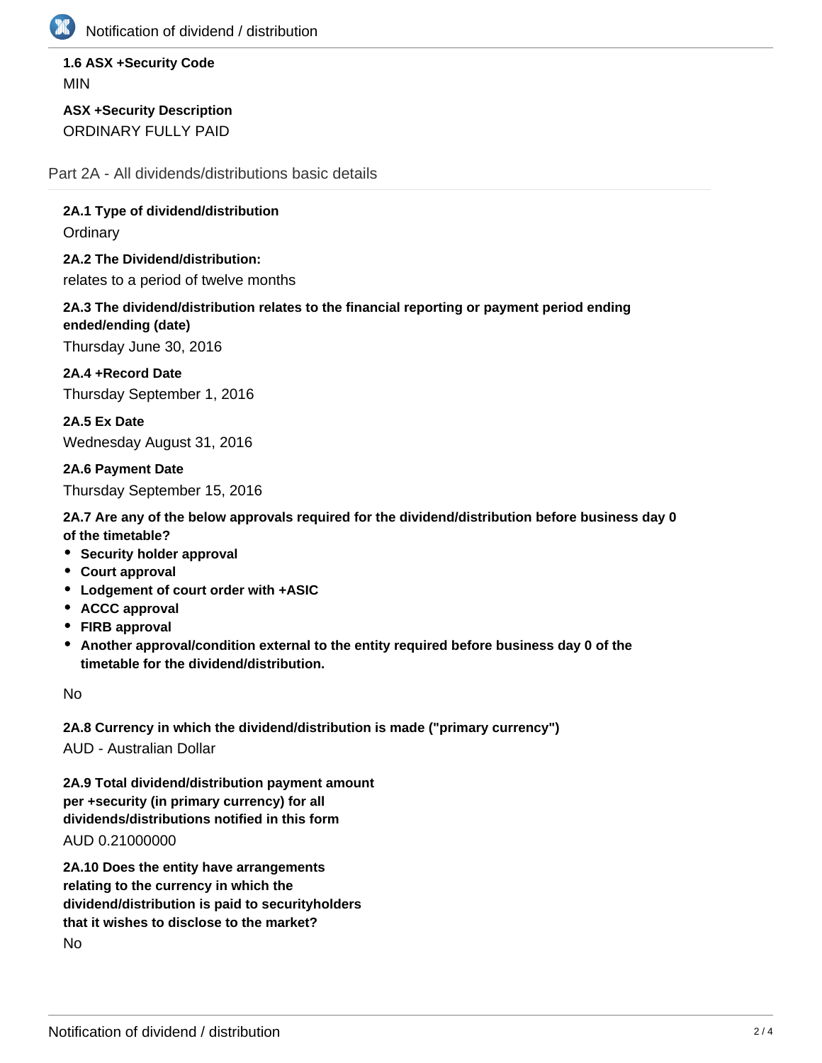**1.6 ASX +Security Code**

MIN

**ASX +Security Description**

ORDINARY FULLY PAID

## Part 2A - All dividends/distributions basic details

**2A.1 Type of dividend/distribution**

Ordinary

**2A.2 The Dividend/distribution:**

relates to a period of twelve months

**2A.3 The dividend/distribution relates to the financial reporting or payment period ending ended/ending (date)**

Thursday June 30, 2016

**2A.4 +Record Date**

Thursday September 1, 2016

**2A.5 Ex Date**

Wednesday August 31, 2016

**2A.6 Payment Date**

Thursday September 15, 2016

**2A.7 Are any of the below approvals required for the dividend/distribution before business day 0 of the timetable?**

- **Security holder approval**
- **Court approval**
- **Lodgement of court order with +ASIC**
- **ACCC approval**
- **FIRB approval**
- **Another approval/condition external to the entity required before business day 0 of the timetable for the dividend/distribution.**

No

**2A.8 Currency in which the dividend/distribution is made ("primary currency")**

AUD - Australian Dollar

**2A.9 Total dividend/distribution payment amount per +security (in primary currency) for all dividends/distributions notified in this form**

AUD 0.21000000

**2A.10 Does the entity have arrangements relating to the currency in which the dividend/distribution is paid to securityholders that it wishes to disclose to the market?**

No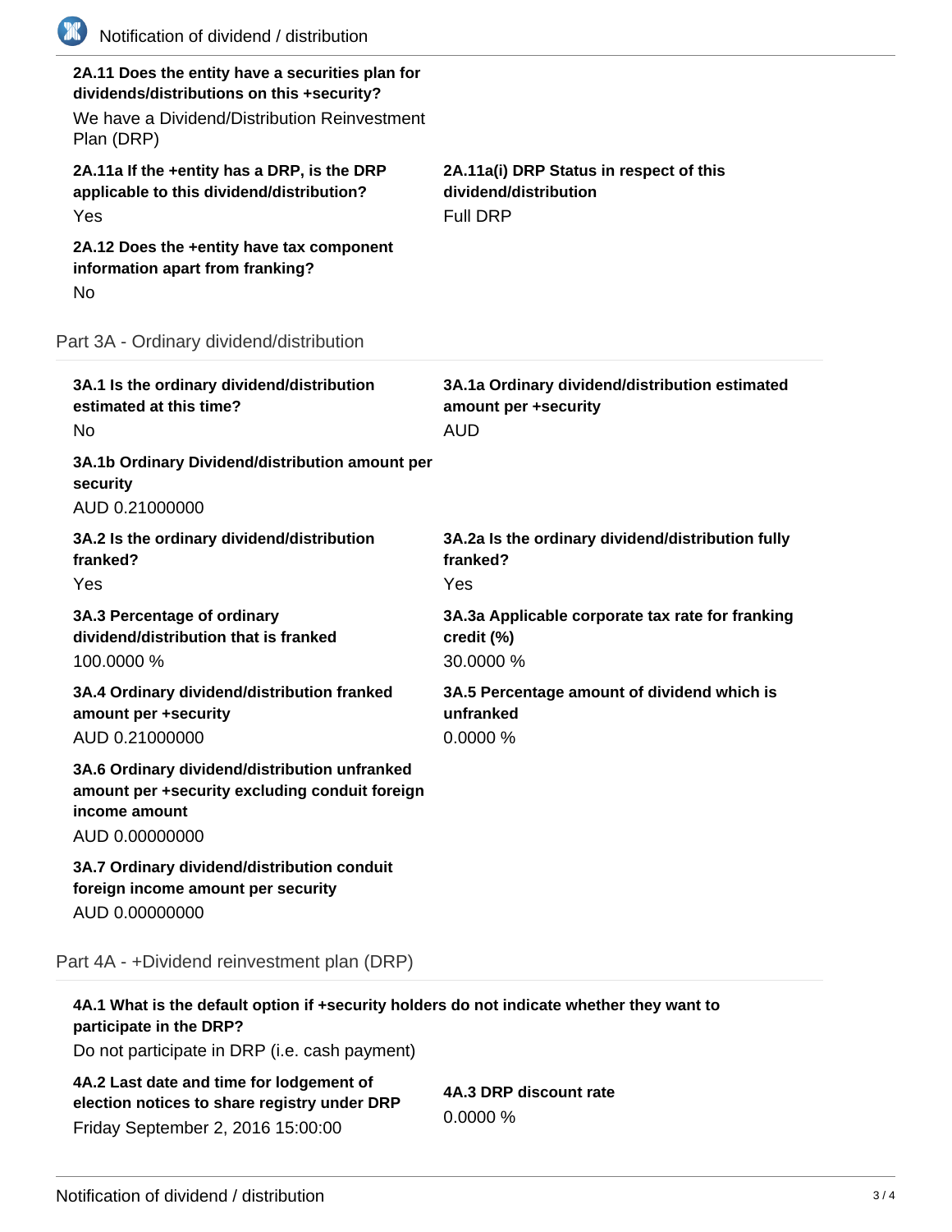**2A.11 Does the entity have a securities plan for dividends/distributions on this +security?**

We have a Dividend/Distribution Reinvestment Plan (DRP)

**2A.11a If the +entity has a DRP, is the DRP applicable to this dividend/distribution?**

Yes

**2A.11a(i) DRP Status in respect of this dividend/distribution**

Full DRP

**2A.12 Does the +entity have tax component information apart from franking?**

No

## Part 3A - Ordinary dividend/distribution

**3A.1 Is the ordinary dividend/distribution estimated at this time?**

No

**3A.1a Ordinary dividend/distribution estimated amount per +security**

AUD

**3A.1b Ordinary Dividend/distribution amount per security**

AUD 0.21000000

**3A.2 Is the ordinary dividend/distribution franked?**

Yes

**3A.2a Is the ordinary dividend/distribution fully franked?**

Yes

**3A.3 Percentage of ordinary dividend/distribution that is franked**

100.0000 %

**3A.3a Applicable corporate tax rate for franking credit (%)**

30.0000 %

**3A.4 Ordinary dividend/distribution franked amount per +security**

AUD 0.21000000

**3A.5 Percentage amount of dividend which is unfranked**

0.0000 %

**3A.6 Ordinary dividend/distribution unfranked amount per +security excluding conduit foreign income amount**

AUD 0.00000000

**3A.7 Ordinary dividend/distribution conduit foreign income amount per security**

AUD 0.00000000

## Part 4A - +Dividend reinvestment plan (DRP)

**4A.1 What is the default option if +security holders do not indicate whether they want to participate in the DRP?**

Do not participate in DRP (i.e. cash payment)

**4A.2 Last date and time for lodgement of election notices to share registry under DRP**

Friday September 2, 2016 15:00:00

**4A.3 DRP discount rate**

0.0000 %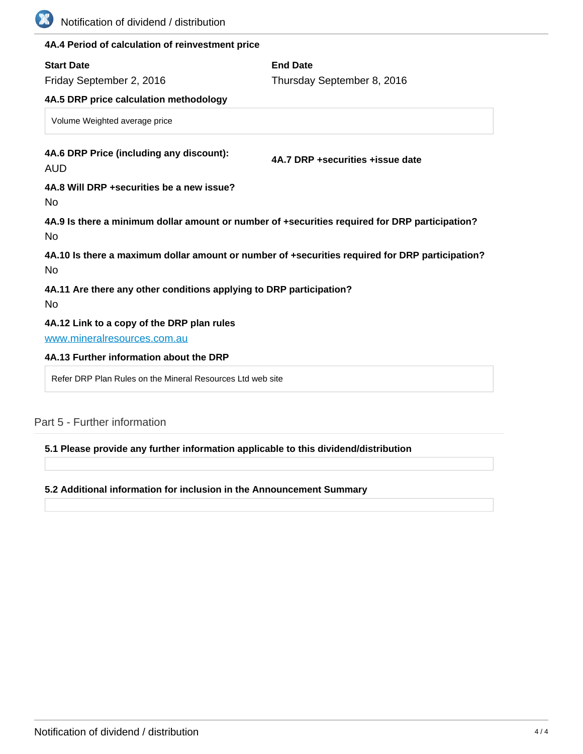#### 4A.4 Period of calculation of reinvestment price

**Start Date**
Friday September 2, 2016

**End Date**
Thursday September 8, 2016

#### 4A.5 DRP price calculation methodology

Volume Weighted average price

**4A.6 DRP Price (including any discount):**
AUD

**4A.7 DRP +securities +issue date**

**4A.8 Will DRP +securities be a new issue?**
No

**4A.9 Is there a minimum dollar amount or number of +securities required for DRP participation?**
No

**4A.10 Is there a maximum dollar amount or number of +securities required for DRP participation?**
No

**4A.11 Are there any other conditions applying to DRP participation?**
No

**4A.12 Link to a copy of the DRP plan rules**
www.mineralresources.com.au

**4A.13 Further information about the DRP**

Refer DRP Plan Rules on the Mineral Resources Ltd web site

## Part 5 - Further information

**5.1 Please provide any further information applicable to this dividend/distribution**

**5.2 Additional information for inclusion in the Announcement Summary**